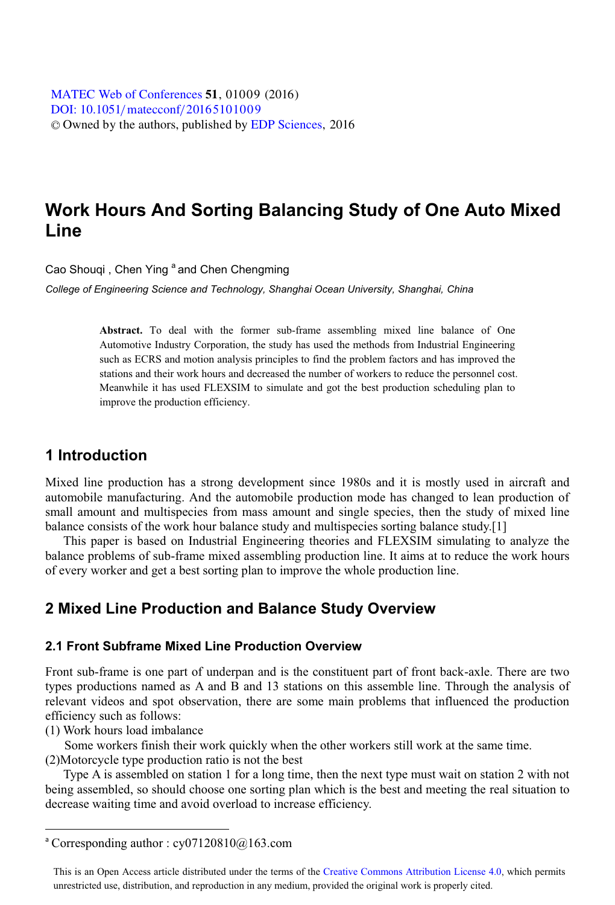# Work Hours And Sorting Balancing Study of One Auto Mixed Line

Cao Shouqi , Chen Ying [a] and Chen Chengming

*College of Engineering Science and Technology, Shanghai Ocean University, Shanghai, China*

**Abstract.** To deal with the former sub-frame assembling mixed line balance of One Automotive Industry Corporation, the study has used the methods from Industrial Engineering such as ECRS and motion analysis principles to find the problem factors and has improved the stations and their work hours and decreased the number of workers to reduce the personnel cost. Meanwhile it has used FLEXSIM to simulate and got the best production scheduling plan to improve the production efficiency.

## 1 Introduction

Mixed line production has a strong development since 1980s and it is mostly used in aircraft and automobile manufacturing. And the automobile production mode has changed to lean production of small amount and multispecies from mass amount and single species, then the study of mixed line balance consists of the work hour balance study and multispecies sorting balance study.[1]

This paper is based on Industrial Engineering theories and FLEXSIM simulating to analyze the balance problems of sub-frame mixed assembling production line. It aims at to reduce the work hours of every worker and get a best sorting plan to improve the whole production line.

## 2 Mixed Line Production and Balance Study Overview

### 2.1 Front Subframe Mixed Line Production Overview

Front sub-frame is one part of underpan and is the constituent part of front back-axle. There are two types productions named as A and B and 13 stations on this assemble line. Through the analysis of relevant videos and spot observation, there are some main problems that influenced the production efficiency such as follows:

(1) Work hours load imbalance

Some workers finish their work quickly when the other workers still work at the same time.

(2)Motorcycle type production ratio is not the best

Type A is assembled on station 1 for a long time, then the next type must wait on station 2 with not being assembled, so should choose one sorting plan which is the best and meeting the real situation to decrease waiting time and avoid overload to increase efficiency.

---

[a] Corresponding author : cy07120810@163.com

This is an Open Access article distributed under the terms of the Creative Commons Attribution License 4.0, which permits unrestricted use, distribution, and reproduction in any medium, provided the original work is properly cited.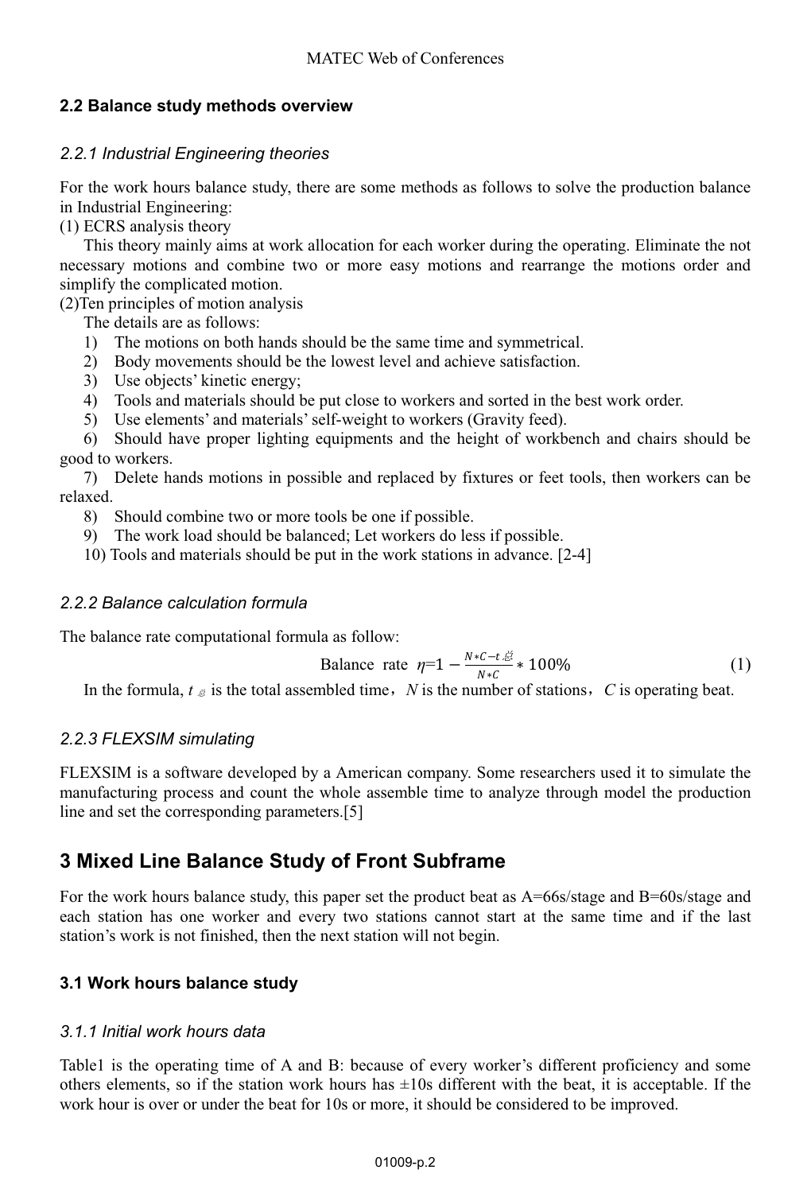### 2.2 Balance study methods overview

#### *2.2.1 Industrial Engineering theories*

For the work hours balance study, there are some methods as follows to solve the production balance in Industrial Engineering:

(1) ECRS analysis theory

This theory mainly aims at work allocation for each worker during the operating. Eliminate the not necessary motions and combine two or more easy motions and rearrange the motions order and simplify the complicated motion.

(2)Ten principles of motion analysis

The details are as follows:

1) The motions on both hands should be the same time and symmetrical.
2) Body movements should be the lowest level and achieve satisfaction.
3) Use objects' kinetic energy;
4) Tools and materials should be put close to workers and sorted in the best work order.
5) Use elements' and materials' self-weight to workers (Gravity feed).
6) Should have proper lighting equipments and the height of workbench and chairs should be good to workers.
7) Delete hands motions in possible and replaced by fixtures or feet tools, then workers can be relaxed.
8) Should combine two or more tools be one if possible.
9) The work load should be balanced; Let workers do less if possible.
10) Tools and materials should be put in the work stations in advance. [2-4]

#### *2.2.2 Balance calculation formula*

The balance rate computational formula as follow:

$$\text{Balance rate } \eta = 1 - \frac{N*C - t_{总}}{N*C} * 100\% \tag{1}$$

In the formula, $t_{总}$ is the total assembled time，$N$ is the number of stations，$C$ is operating beat.

#### *2.2.3 FLEXSIM simulating*

FLEXSIM is a software developed by a American company. Some researchers used it to simulate the manufacturing process and count the whole assemble time to analyze through model the production line and set the corresponding parameters.[5]

## 3 Mixed Line Balance Study of Front Subframe

For the work hours balance study, this paper set the product beat as A=66s/stage and B=60s/stage and each station has one worker and every two stations cannot start at the same time and if the last station's work is not finished, then the next station will not begin.

### 3.1 Work hours balance study

#### *3.1.1 Initial work hours data*

Table1 is the operating time of A and B: because of every worker's different proficiency and some others elements, so if the station work hours has ±10s different with the beat, it is acceptable. If the work hour is over or under the beat for 10s or more, it should be considered to be improved.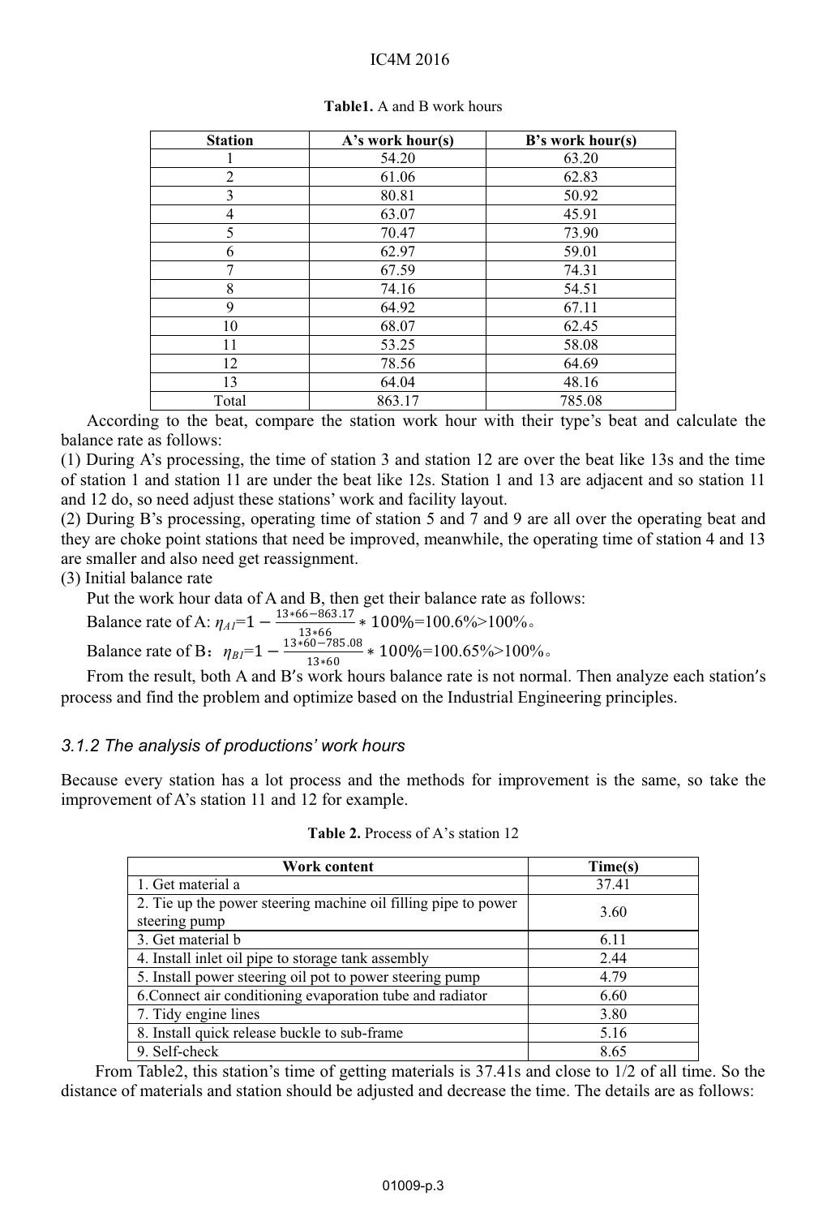**Table1.** A and B work hours

| Station | A's work hour(s) | B's work hour(s) |
|---|---|---|
| 1 | 54.20 | 63.20 |
| 2 | 61.06 | 62.83 |
| 3 | 80.81 | 50.92 |
| 4 | 63.07 | 45.91 |
| 5 | 70.47 | 73.90 |
| 6 | 62.97 | 59.01 |
| 7 | 67.59 | 74.31 |
| 8 | 74.16 | 54.51 |
| 9 | 64.92 | 67.11 |
| 10 | 68.07 | 62.45 |
| 11 | 53.25 | 58.08 |
| 12 | 78.56 | 64.69 |
| 13 | 64.04 | 48.16 |
| Total | 863.17 | 785.08 |

According to the beat, compare the station work hour with their type's beat and calculate the balance rate as follows:

(1) During A's processing, the time of station 3 and station 12 are over the beat like 13s and the time of station 1 and station 11 are under the beat like 12s. Station 1 and 13 are adjacent and so station 11 and 12 do, so need adjust these stations' work and facility layout.

(2) During B's processing, operating time of station 5 and 7 and 9 are all over the operating beat and they are choke point stations that need be improved, meanwhile, the operating time of station 4 and 13 are smaller and also need get reassignment.

(3) Initial balance rate

Put the work hour data of A and B, then get their balance rate as follows:

Balance rate of A: $\eta_{A1}=1-\frac{13*66-863.17}{13*66}*100\%$=100.6%>100%。

Balance rate of B：$\eta_{B1}=1-\frac{13*60-785.08}{13*60}*100\%$=100.65%>100%。

From the result, both A and B′s work hours balance rate is not normal. Then analyze each station′s process and find the problem and optimize based on the Industrial Engineering principles.

### *3.1.2 The analysis of productions' work hours*

Because every station has a lot process and the methods for improvement is the same, so take the improvement of A's station 11 and 12 for example.

**Table 2.** Process of A's station 12

| Work content | Time(s) |
|---|---|
| 1. Get material a | 37.41 |
| 2. Tie up the power steering machine oil filling pipe to power steering pump | 3.60 |
| 3. Get material b | 6.11 |
| 4. Install inlet oil pipe to storage tank assembly | 2.44 |
| 5. Install power steering oil pot to power steering pump | 4.79 |
| 6.Connect air conditioning evaporation tube and radiator | 6.60 |
| 7. Tidy engine lines | 3.80 |
| 8. Install quick release buckle to sub-frame | 5.16 |
| 9. Self-check | 8.65 |

From Table2, this station's time of getting materials is 37.41s and close to 1/2 of all time. So the distance of materials and station should be adjusted and decrease the time. The details are as follows: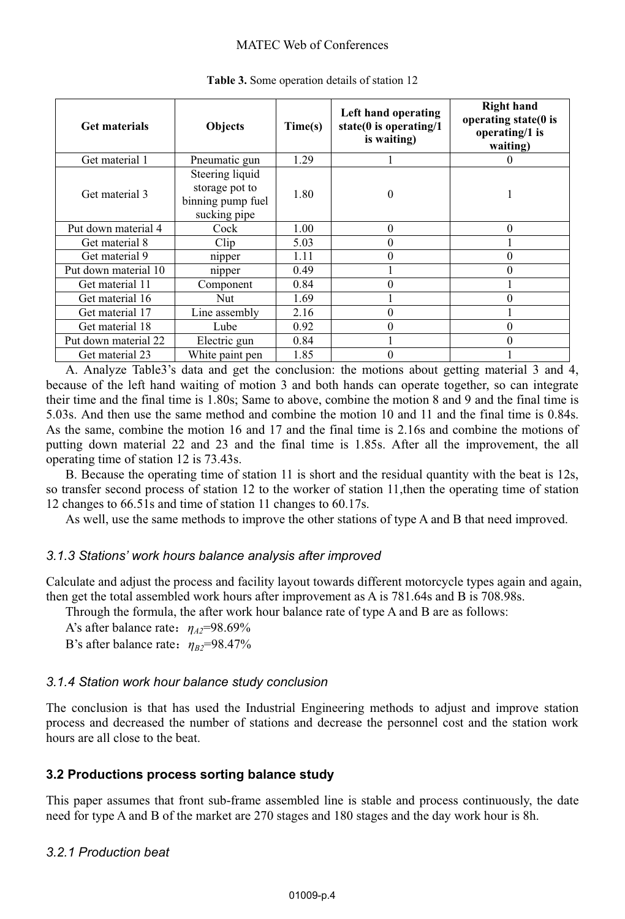**Table 3.** Some operation details of station 12

| Get materials | Objects | Time(s) | Left hand operating state(0 is operating/1 is waiting) | Right hand operating state(0 is operating/1 is waiting) |
|---|---|---|---|---|
| Get material 1 | Pneumatic gun | 1.29 | 1 | 0 |
| Get material 3 | Steering liquid storage pot to binning pump fuel sucking pipe | 1.80 | 0 | 1 |
| Put down material 4 | Cock | 1.00 | 0 | 0 |
| Get material 8 | Clip | 5.03 | 0 | 1 |
| Get material 9 | nipper | 1.11 | 0 | 0 |
| Put down material 10 | nipper | 0.49 | 1 | 0 |
| Get material 11 | Component | 0.84 | 0 | 1 |
| Get material 16 | Nut | 1.69 | 1 | 0 |
| Get material 17 | Line assembly | 2.16 | 0 | 1 |
| Get material 18 | Lube | 0.92 | 0 | 0 |
| Put down material 22 | Electric gun | 0.84 | 1 | 0 |
| Get material 23 | White paint pen | 1.85 | 0 | 1 |

A. Analyze Table3's data and get the conclusion: the motions about getting material 3 and 4, because of the left hand waiting of motion 3 and both hands can operate together, so can integrate their time and the final time is 1.80s; Same to above, combine the motion 8 and 9 and the final time is 5.03s. And then use the same method and combine the motion 10 and 11 and the final time is 0.84s. As the same, combine the motion 16 and 17 and the final time is 2.16s and combine the motions of putting down material 22 and 23 and the final time is 1.85s. After all the improvement, the all operating time of station 12 is 73.43s.

B. Because the operating time of station 11 is short and the residual quantity with the beat is 12s, so transfer second process of station 12 to the worker of station 11,then the operating time of station 12 changes to 66.51s and time of station 11 changes to 60.17s.

As well, use the same methods to improve the other stations of type A and B that need improved.

### *3.1.3 Stations' work hours balance analysis after improved*

Calculate and adjust the process and facility layout towards different motorcycle types again and again, then get the total assembled work hours after improvement as A is 781.64s and B is 708.98s.

Through the formula, the after work hour balance rate of type A and B are as follows:

A's after balance rate：$\eta_{A2}$=98.69%

B's after balance rate：$\eta_{B2}$=98.47%

### *3.1.4 Station work hour balance study conclusion*

The conclusion is that has used the Industrial Engineering methods to adjust and improve station process and decreased the number of stations and decrease the personnel cost and the station work hours are all close to the beat.

## 3.2 Productions process sorting balance study

This paper assumes that front sub-frame assembled line is stable and process continuously, the date need for type A and B of the market are 270 stages and 180 stages and the day work hour is 8h.

### *3.2.1 Production beat*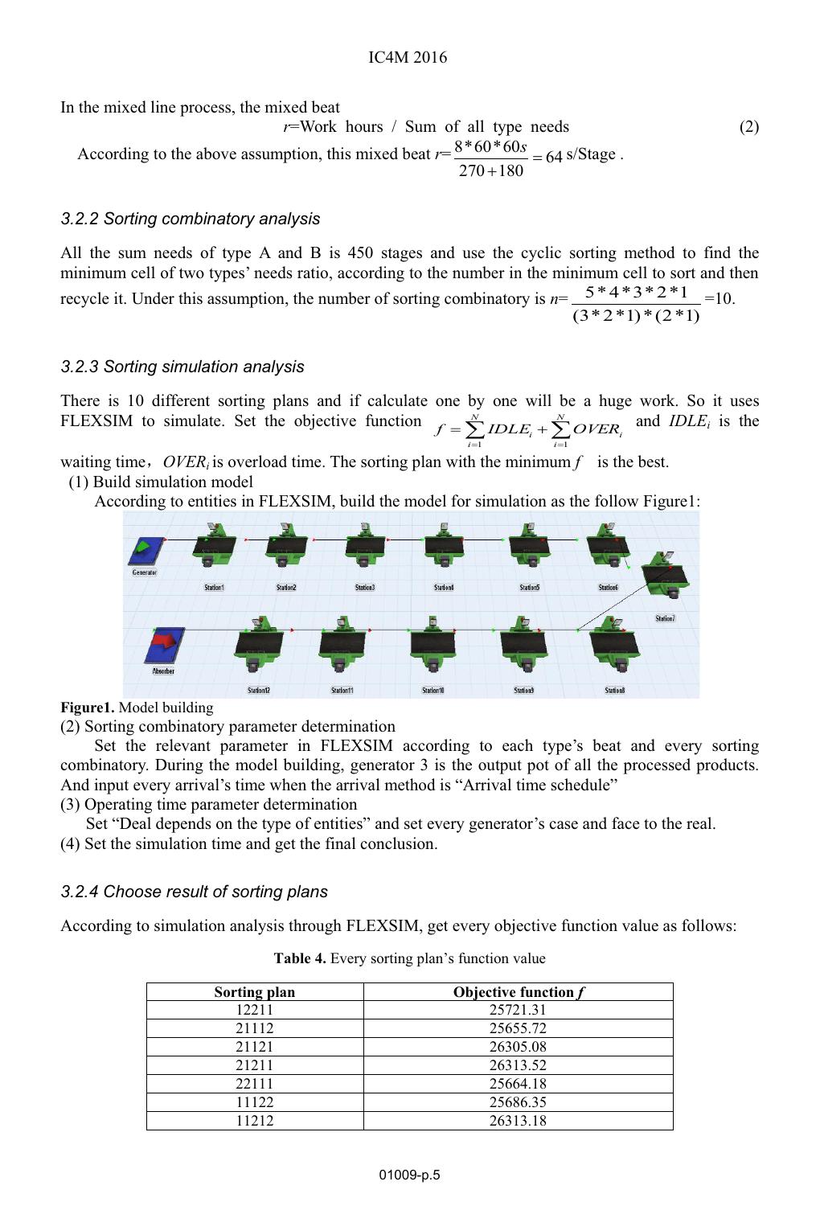In the mixed line process, the mixed beat

$$r = \text{Work hours} \,/\, \text{Sum of all type needs} \tag{2}$$

According to the above assumption, this mixed beat $r = \dfrac{8*60*60s}{270+180} = 64$ s/Stage .

### 3.2.2 Sorting combinatory analysis

All the sum needs of type A and B is 450 stages and use the cyclic sorting method to find the minimum cell of two types' needs ratio, according to the number in the minimum cell to sort and then recycle it. Under this assumption, the number of sorting combinatory is $n = \dfrac{5*4*3*2*1}{(3*2*1)*(2*1)} = 10$.

### 3.2.3 Sorting simulation analysis

There is 10 different sorting plans and if calculate one by one will be a huge work. So it uses FLEXSIM to simulate. Set the objective function $f = \sum_{i=1}^{N} IDLE_i + \sum_{i=1}^{N} OVER_i$ and $IDLE_i$ is the waiting time，$OVER_i$ is overload time. The sorting plan with the minimum $f$ is the best.

(1) Build simulation model

According to entities in FLEXSIM, build the model for simulation as the follow Figure1:

**Figure1.** Model building

(2) Sorting combinatory parameter determination

Set the relevant parameter in FLEXSIM according to each type's beat and every sorting combinatory. During the model building, generator 3 is the output pot of all the processed products. And input every arrival's time when the arrival method is "Arrival time schedule"

(3) Operating time parameter determination

Set "Deal depends on the type of entities" and set every generator's case and face to the real.

(4) Set the simulation time and get the final conclusion.

### 3.2.4 Choose result of sorting plans

According to simulation analysis through FLEXSIM, get every objective function value as follows:

**Table 4.** Every sorting plan's function value

| Sorting plan | Objective function *f* |
|---|---|
| 12211 | 25721.31 |
| 21112 | 25655.72 |
| 21121 | 26305.08 |
| 21211 | 26313.52 |
| 22111 | 25664.18 |
| 11122 | 25686.35 |
| 11212 | 26313.18 |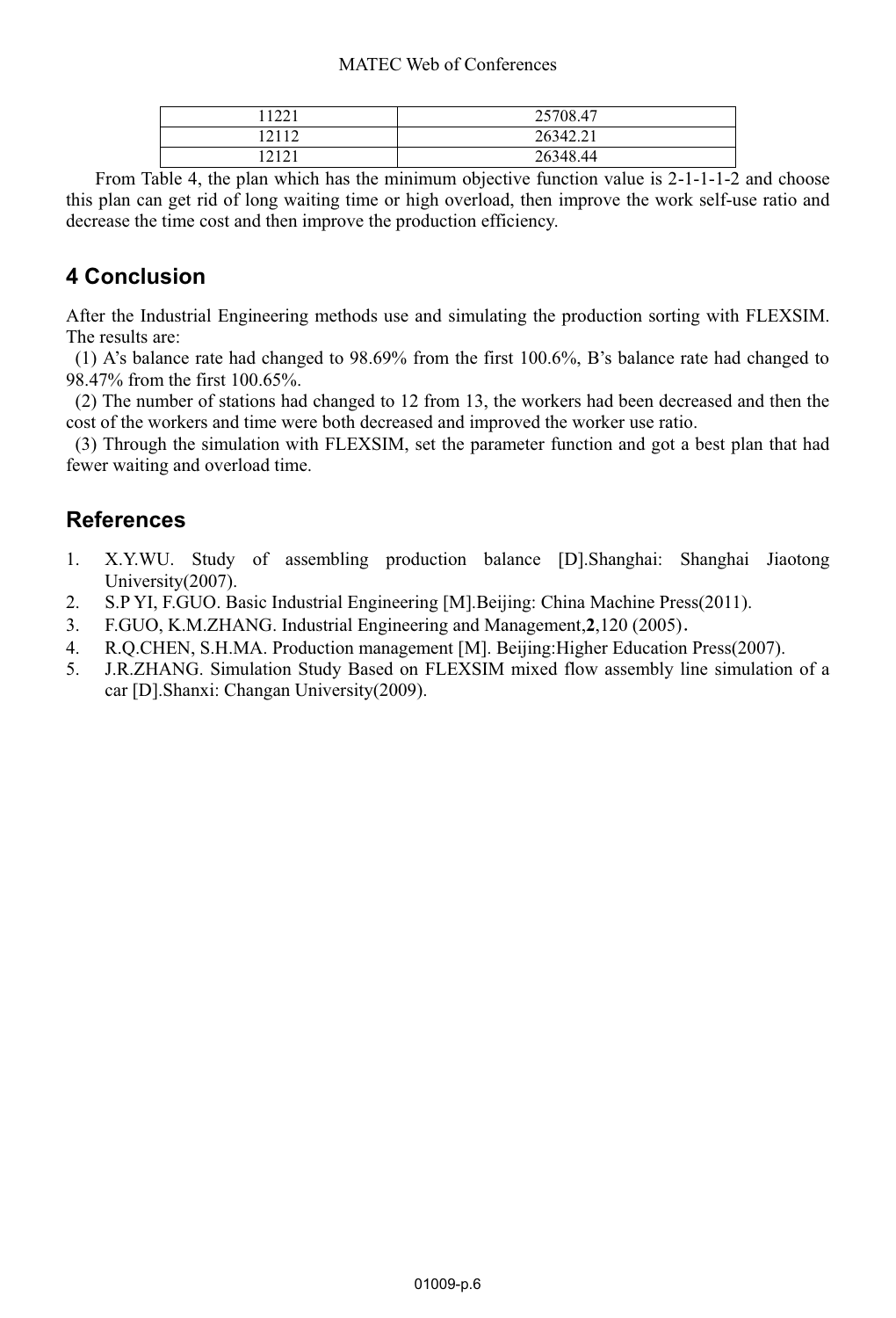| | |
|---|---|
| 11221 | 25708.47 |
| 12112 | 26342.21 |
| 12121 | 26348.44 |

From Table 4, the plan which has the minimum objective function value is 2-1-1-1-2 and choose this plan can get rid of long waiting time or high overload, then improve the work self-use ratio and decrease the time cost and then improve the production efficiency.

## 4 Conclusion

After the Industrial Engineering methods use and simulating the production sorting with FLEXSIM. The results are:

(1) A's balance rate had changed to 98.69% from the first 100.6%, B's balance rate had changed to 98.47% from the first 100.65%.

(2) The number of stations had changed to 12 from 13, the workers had been decreased and then the cost of the workers and time were both decreased and improved the worker use ratio.

(3) Through the simulation with FLEXSIM, set the parameter function and got a best plan that had fewer waiting and overload time.

## References

1. X.Y.WU. Study of assembling production balance [D].Shanghai: Shanghai Jiaotong University(2007).
2. S.P YI, F.GUO. Basic Industrial Engineering [M].Beijing: China Machine Press(2011).
3. F.GUO, K.M.ZHANG. Industrial Engineering and Management,**2**,120 (2005).
4. R.Q.CHEN, S.H.MA. Production management [M]. Beijing:Higher Education Press(2007).
5. J.R.ZHANG. Simulation Study Based on FLEXSIM mixed flow assembly line simulation of a car [D].Shanxi: Changan University(2009).